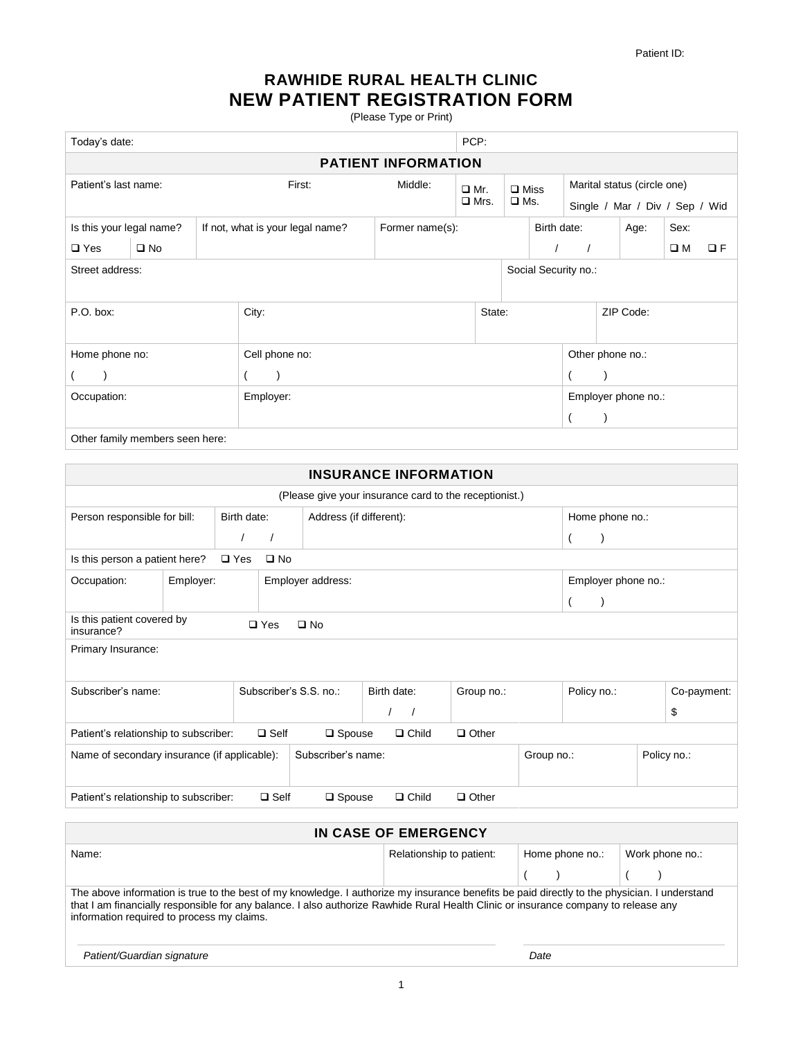Patient ID:

# RAWHIDE RURAL HEALTH CLINIC
# NEW PATIENT REGISTRATION FORM

(Please Type or Print)

| Today's date: | PCP: |
|---|---|

## PATIENT INFORMATION

| Patient's last name: | First: | Middle: | ❑ Mr. ❑ Mrs. | ❑ Miss ❑ Ms. | Marital status (circle one) Single / Mar / Div / Sep / Wid |
|---|---|---|---|---|---|

| Is this your legal name? ❑ Yes ❑ No | If not, what is your legal name? | Former name(s): | Birth date: / / | Age: | Sex: ❑ M ❑ F |
|---|---|---|---|---|---|

| Street address: | Social Security no.: |
|---|---|

| P.O. box: | City: | State: | ZIP Code: |
|---|---|---|---|

| Home phone no: ( ) | Cell phone no: ( ) | Other phone no.: ( ) |
|---|---|---|
| Occupation: | Employer: | Employer phone no.: ( ) |

Other family members seen here:

## INSURANCE INFORMATION

(Please give your insurance card to the receptionist.)

| Person responsible for bill: | Birth date: / / | Address (if different): | Home phone no.: ( ) |
|---|---|---|---|

Is this person a patient here? ❑ Yes ❑ No

| Occupation: | Employer: | Employer address: | Employer phone no.: ( ) |
|---|---|---|---|

Is this patient covered by insurance? ❑ Yes ❑ No

Primary Insurance:

| Subscriber's name: | Subscriber's S.S. no.: | Birth date: / / | Group no.: | Policy no.: | Co-payment: $ |
|---|---|---|---|---|---|

Patient's relationship to subscriber: ❑ Self ❑ Spouse ❑ Child ❑ Other

| Name of secondary insurance (if applicable): | Subscriber's name: | Group no.: | Policy no.: |
|---|---|---|---|

Patient's relationship to subscriber: ❑ Self ❑ Spouse ❑ Child ❑ Other

## IN CASE OF EMERGENCY

| Name: | Relationship to patient: | Home phone no.: ( ) | Work phone no.: ( ) |
|---|---|---|---|

The above information is true to the best of my knowledge. I authorize my insurance benefits be paid directly to the physician. I understand that I am financially responsible for any balance. I also authorize Rawhide Rural Health Clinic or insurance company to release any information required to process my claims.

_______________________________________ _______________________

*Patient/Guardian signature* *Date*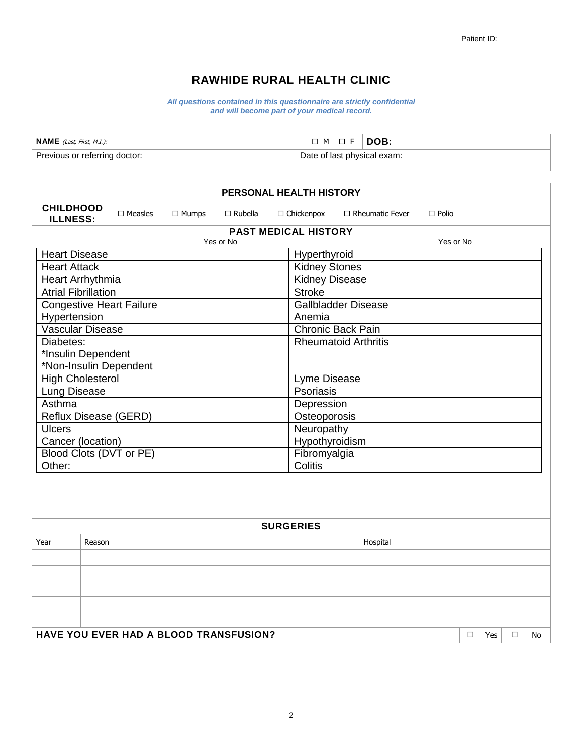Patient ID:

# RAWHIDE RURAL HEALTH CLINIC

***All questions contained in this questionnaire are strictly confidential and will become part of your medical record.***

| **NAME** *(Last, First, M.I.):* | ☐ M ☐ F | **DOB:** |
|---|---|---|
| Previous or referring doctor: | Date of last physical exam: | |

## PERSONAL HEALTH HISTORY

**CHILDHOOD ILLNESS:** ☐ Measles ☐ Mumps ☐ Rubella ☐ Chickenpox ☐ Rheumatic Fever ☐ Polio

### PAST MEDICAL HISTORY

| Condition | Yes or No | Condition | Yes or No |
|---|---|---|---|
| Heart Disease | | Hyperthyroid | |
| Heart Attack | | Kidney Stones | |
| Heart Arrhythmia | | Kidney Disease | |
| Atrial Fibrillation | | Stroke | |
| Congestive Heart Failure | | Gallbladder Disease | |
| Hypertension | | Anemia | |
| Vascular Disease | | Chronic Back Pain | |
| Diabetes: *Insulin Dependent *Non-Insulin Dependent | | Rheumatoid Arthritis | |
| High Cholesterol | | Lyme Disease | |
| Lung Disease | | Psoriasis | |
| Asthma | | Depression | |
| Reflux Disease (GERD) | | Osteoporosis | |
| Ulcers | | Neuropathy | |
| Cancer (location) | | Hypothyroidism | |
| Blood Clots (DVT or PE) | | Fibromyalgia | |
| Other: | | Colitis | |

### SURGERIES

| Year | Reason | Hospital |
|---|---|---|
| | | |
| | | |
| | | |
| | | |
| | | |

**HAVE YOU EVER HAD A BLOOD TRANSFUSION?** ☐ Yes ☐ No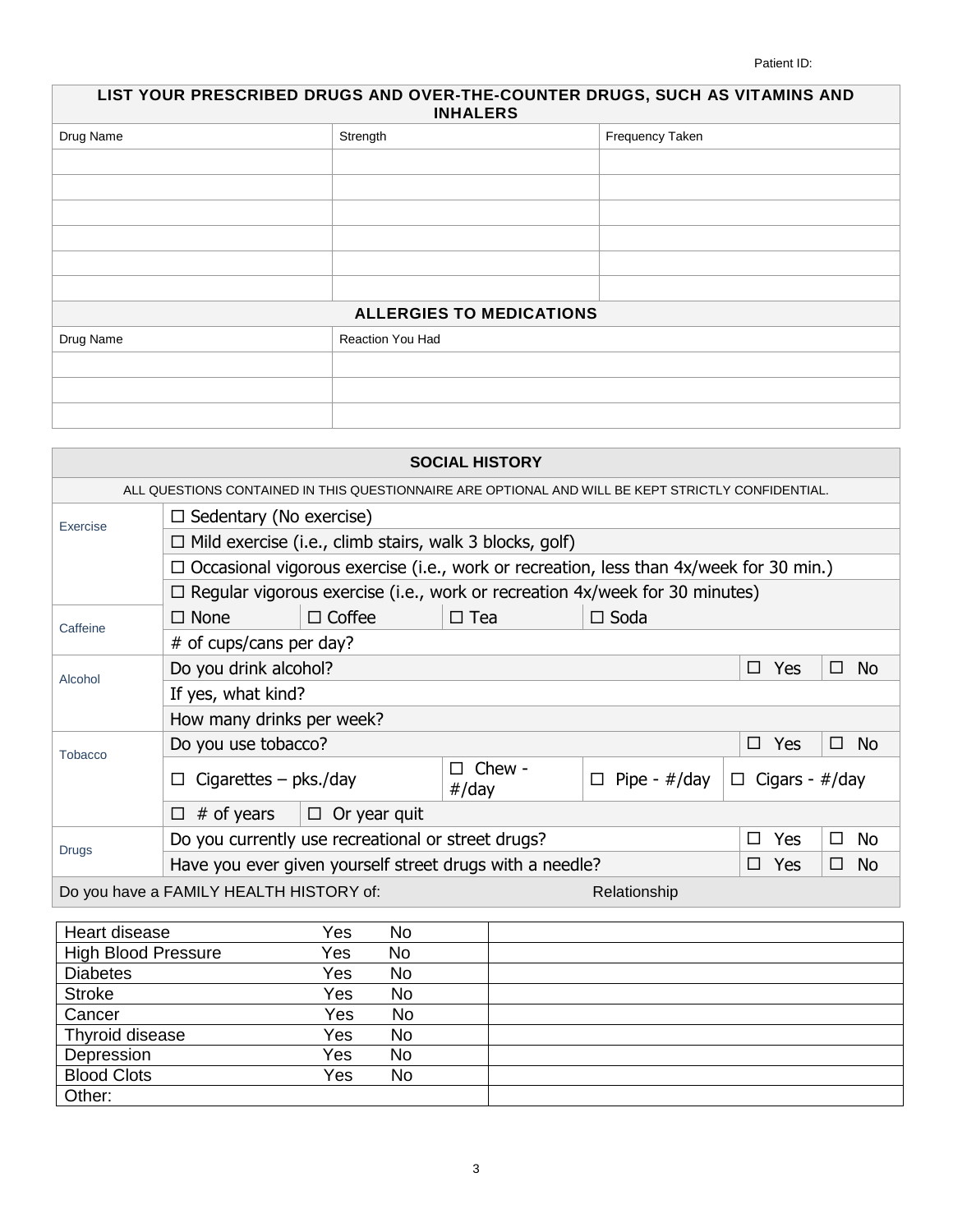Patient ID:

| LIST YOUR PRESCRIBED DRUGS AND OVER-THE-COUNTER DRUGS, SUCH AS VITAMINS AND INHALERS | | |
|---|---|---|
| Drug Name | Strength | Frequency Taken |
| | | |
| | | |
| | | |
| | | |
| | | |
| | | |

| ALLERGIES TO MEDICATIONS | |
|---|---|
| Drug Name | Reaction You Had |
| | |
| | |
| | |

| SOCIAL HISTORY | | | | | | |
|---|---|---|---|---|---|---|
| ALL QUESTIONS CONTAINED IN THIS QUESTIONNAIRE ARE OPTIONAL AND WILL BE KEPT STRICTLY CONFIDENTIAL. | | | | | | |
| Exercise | ☐ Sedentary (No exercise) | | | | | |
| | ☐ Mild exercise (i.e., climb stairs, walk 3 blocks, golf) | | | | | |
| | ☐ Occasional vigorous exercise (i.e., work or recreation, less than 4x/week for 30 min.) | | | | | |
| | ☐ Regular vigorous exercise (i.e., work or recreation 4x/week for 30 minutes) | | | | | |
| Caffeine | ☐ None | ☐ Coffee | ☐ Tea | ☐ Soda | | |
| | # of cups/cans per day? | | | | | |
| Alcohol | Do you drink alcohol? | | | | ☐ Yes | ☐ No |
| | If yes, what kind? | | | | | |
| | How many drinks per week? | | | | | |
| Tobacco | Do you use tobacco? | | | | ☐ Yes | ☐ No |
| | ☐ Cigarettes – pks./day | | ☐ Chew - #/day | ☐ Pipe - #/day | ☐ Cigars - #/day | |
| | ☐ # of years | ☐ Or year quit | | | | |
| Drugs | Do you currently use recreational or street drugs? | | | | ☐ Yes | ☐ No |
| | Have you ever given yourself street drugs with a needle? | | | | ☐ Yes | ☐ No |

| Do you have a FAMILY HEALTH HISTORY of: | | | Relationship |
|---|---|---|---|
| Heart disease | Yes | No | |
| High Blood Pressure | Yes | No | |
| Diabetes | Yes | No | |
| Stroke | Yes | No | |
| Cancer | Yes | No | |
| Thyroid disease | Yes | No | |
| Depression | Yes | No | |
| Blood Clots | Yes | No | |
| Other: | | | |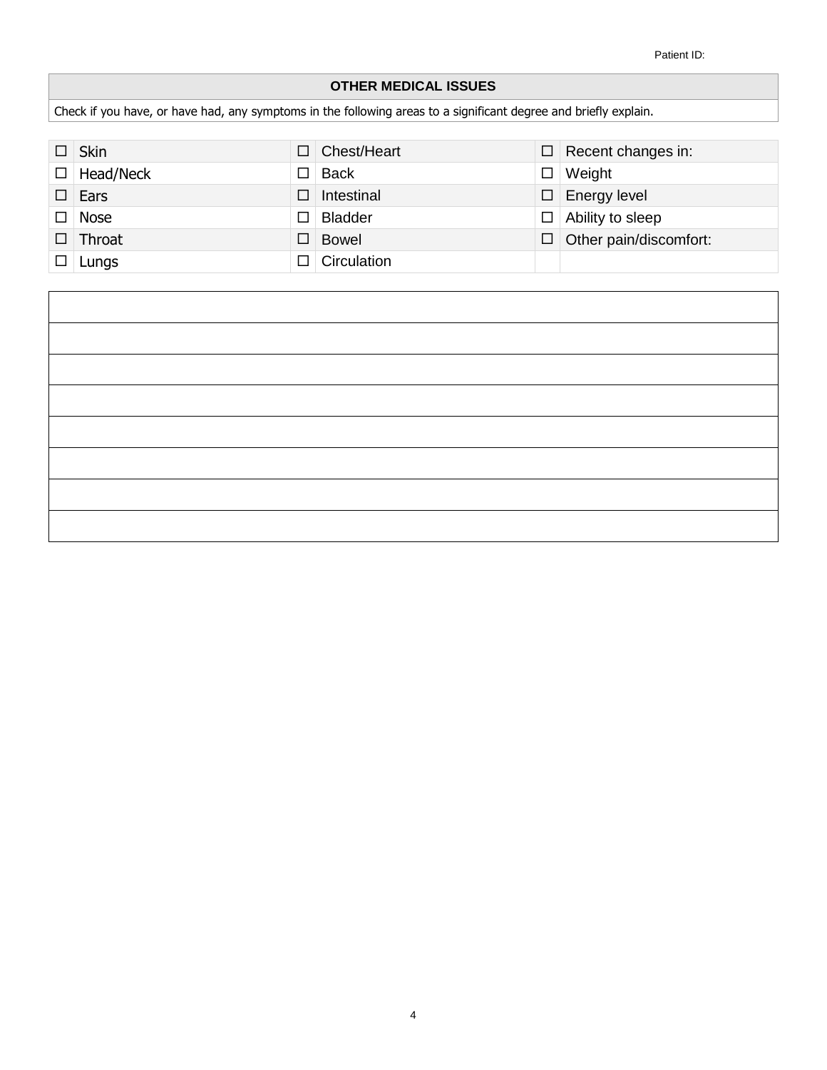Patient ID:

## OTHER MEDICAL ISSUES

Check if you have, or have had, any symptoms in the following areas to a significant degree and briefly explain.

| | | | | | |
|---|---|---|---|---|---|
| ☐ | Skin | ☐ | Chest/Heart | ☐ | Recent changes in: |
| ☐ | Head/Neck | ☐ | Back | ☐ | Weight |
| ☐ | Ears | ☐ | Intestinal | ☐ | Energy level |
| ☐ | Nose | ☐ | Bladder | ☐ | Ability to sleep |
| ☐ | Throat | ☐ | Bowel | ☐ | Other pain/discomfort: |
| ☐ | Lungs | ☐ | Circulation | | |

| |
|---|
| |
| |
| |
| |
| |
| |
| |
| |